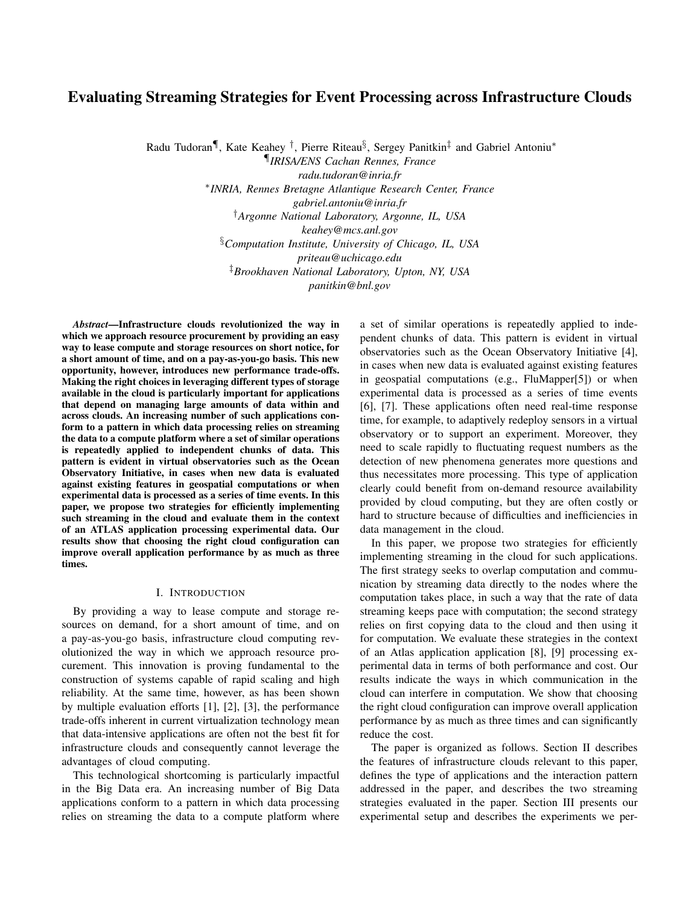# Evaluating Streaming Strategies for Event Processing across Infrastructure Clouds

Radu Tudoran¶, Kate Keahey †, Pierre Riteau§, Sergey Panitkin‡ and Gabriel Antoniu*

¶*IRISA/ENS Cachan Rennes, France*
*radu.tudoran@inria.fr*

\**INRIA, Rennes Bretagne Atlantique Research Center, France*
*gabriel.antoniu@inria.fr*

†*Argonne National Laboratory, Argonne, IL, USA*
*keahey@mcs.anl.gov*

§*Computation Institute, University of Chicago, IL, USA*
*priteau@uchicago.edu*

‡*Brookhaven National Laboratory, Upton, NY, USA*
*panitkin@bnl.gov*

***Abstract*—Infrastructure clouds revolutionized the way in which we approach resource procurement by providing an easy way to lease compute and storage resources on short notice, for a short amount of time, and on a pay-as-you-go basis. This new opportunity, however, introduces new performance trade-offs. Making the right choices in leveraging different types of storage available in the cloud is particularly important for applications that depend on managing large amounts of data within and across clouds. An increasing number of such applications conform to a pattern in which data processing relies on streaming the data to a compute platform where a set of similar operations is repeatedly applied to independent chunks of data. This pattern is evident in virtual observatories such as the Ocean Observatory Initiative, in cases when new data is evaluated against existing features in geospatial computations or when experimental data is processed as a series of time events. In this paper, we propose two strategies for efficiently implementing such streaming in the cloud and evaluate them in the context of an ATLAS application processing experimental data. Our results show that choosing the right cloud configuration can improve overall application performance by as much as three times.**

## I. Introduction

By providing a way to lease compute and storage resources on demand, for a short amount of time, and on a pay-as-you-go basis, infrastructure cloud computing revolutionized the way in which we approach resource procurement. This innovation is proving fundamental to the construction of systems capable of rapid scaling and high reliability. At the same time, however, as has been shown by multiple evaluation efforts [1], [2], [3], the performance trade-offs inherent in current virtualization technology mean that data-intensive applications are often not the best fit for infrastructure clouds and consequently cannot leverage the advantages of cloud computing.

This technological shortcoming is particularly impactful in the Big Data era. An increasing number of Big Data applications conform to a pattern in which data processing relies on streaming the data to a compute platform where a set of similar operations is repeatedly applied to independent chunks of data. This pattern is evident in virtual observatories such as the Ocean Observatory Initiative [4], in cases when new data is evaluated against existing features in geospatial computations (e.g., FluMapper[5]) or when experimental data is processed as a series of time events [6], [7]. These applications often need real-time response time, for example, to adaptively redeploy sensors in a virtual observatory or to support an experiment. Moreover, they need to scale rapidly to fluctuating request numbers as the detection of new phenomena generates more questions and thus necessitates more processing. This type of application clearly could benefit from on-demand resource availability provided by cloud computing, but they are often costly or hard to structure because of difficulties and inefficiencies in data management in the cloud.

In this paper, we propose two strategies for efficiently implementing streaming in the cloud for such applications. The first strategy seeks to overlap computation and communication by streaming data directly to the nodes where the computation takes place, in such a way that the rate of data streaming keeps pace with computation; the second strategy relies on first copying data to the cloud and then using it for computation. We evaluate these strategies in the context of an Atlas application application [8], [9] processing experimental data in terms of both performance and cost. Our results indicate the ways in which communication in the cloud can interfere in computation. We show that choosing the right cloud configuration can improve overall application performance by as much as three times and can significantly reduce the cost.

The paper is organized as follows. Section II describes the features of infrastructure clouds relevant to this paper, defines the type of applications and the interaction pattern addressed in the paper, and describes the two streaming strategies evaluated in the paper. Section III presents our experimental setup and describes the experiments we per-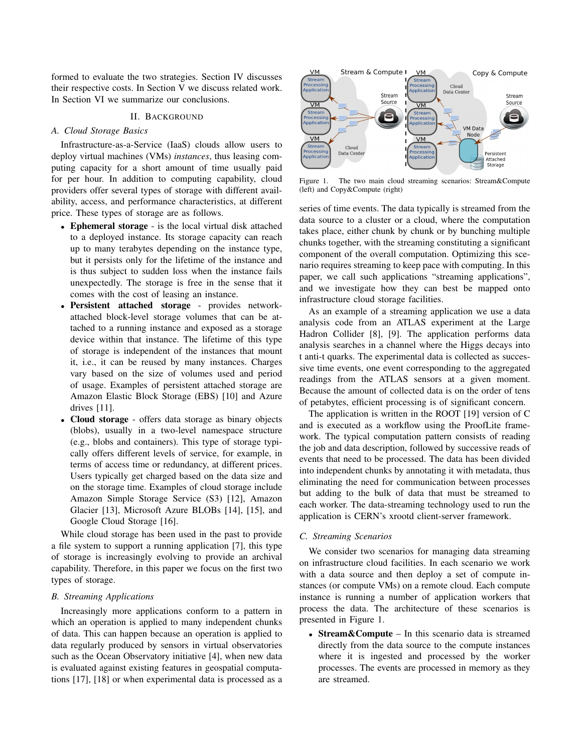formed to evaluate the two strategies. Section IV discusses their respective costs. In Section V we discuss related work. In Section VI we summarize our conclusions.

## II. Background

### A. Cloud Storage Basics

Infrastructure-as-a-Service (IaaS) clouds allow users to deploy virtual machines (VMs) *instances*, thus leasing computing capacity for a short amount of time usually paid for per hour. In addition to computing capability, cloud providers offer several types of storage with different availability, access, and performance characteristics, at different price. These types of storage are as follows.

- **Ephemeral storage** - is the local virtual disk attached to a deployed instance. Its storage capacity can reach up to many terabytes depending on the instance type, but it persists only for the lifetime of the instance and is thus subject to sudden loss when the instance fails unexpectedly. The storage is free in the sense that it comes with the cost of leasing an instance.
- **Persistent attached storage** - provides network-attached block-level storage volumes that can be attached to a running instance and exposed as a storage device within that instance. The lifetime of this type of storage is independent of the instances that mount it, i.e., it can be reused by many instances. Charges vary based on the size of volumes used and period of usage. Examples of persistent attached storage are Amazon Elastic Block Storage (EBS) [10] and Azure drives [11].
- **Cloud storage** - offers data storage as binary objects (blobs), usually in a two-level namespace structure (e.g., blobs and containers). This type of storage typically offers different levels of service, for example, in terms of access time or redundancy, at different prices. Users typically get charged based on the data size and on the storage time. Examples of cloud storage include Amazon Simple Storage Service (S3) [12], Amazon Glacier [13], Microsoft Azure BLOBs [14], [15], and Google Cloud Storage [16].

While cloud storage has been used in the past to provide a file system to support a running application [7], this type of storage is increasingly evolving to provide an archival capability. Therefore, in this paper we focus on the first two types of storage.

### B. Streaming Applications

Increasingly more applications conform to a pattern in which an operation is applied to many independent chunks of data. This can happen because an operation is applied to data regularly produced by sensors in virtual observatories such as the Ocean Observatory initiative [4], when new data is evaluated against existing features in geospatial computations [17], [18] or when experimental data is processed as a series of time events. The data typically is streamed from the data source to a cluster or a cloud, where the computation takes place, either chunk by chunk or by bunching multiple chunks together, with the streaming constituting a significant component of the overall computation. Optimizing this scenario requires streaming to keep pace with computing. In this paper, we call such applications "streaming applications", and we investigate how they can best be mapped onto infrastructure cloud storage facilities.

Figure 1. The two main cloud streaming scenarios: Stream&Compute (left) and Copy&Compute (right)

As an example of a streaming application we use a data analysis code from an ATLAS experiment at the Large Hadron Collider [8], [9]. The application performs data analysis searches in a channel where the Higgs decays into t anti-t quarks. The experimental data is collected as successive time events, one event corresponding to the aggregated readings from the ATLAS sensors at a given moment. Because the amount of collected data is on the order of tens of petabytes, efficient processing is of significant concern.

The application is written in the ROOT [19] version of C and is executed as a workflow using the ProofLite framework. The typical computation pattern consists of reading the job and data description, followed by successive reads of events that need to be processed. The data has been divided into independent chunks by annotating it with metadata, thus eliminating the need for communication between processes but adding to the bulk of data that must be streamed to each worker. The data-streaming technology used to run the application is CERN's xrootd client-server framework.

### C. Streaming Scenarios

We consider two scenarios for managing data streaming on infrastructure cloud facilities. In each scenario we work with a data source and then deploy a set of compute instances (or compute VMs) on a remote cloud. Each compute instance is running a number of application workers that process the data. The architecture of these scenarios is presented in Figure 1.

- **Stream&Compute** – In this scenario data is streamed directly from the data source to the compute instances where it is ingested and processed by the worker processes. The events are processed in memory as they are streamed.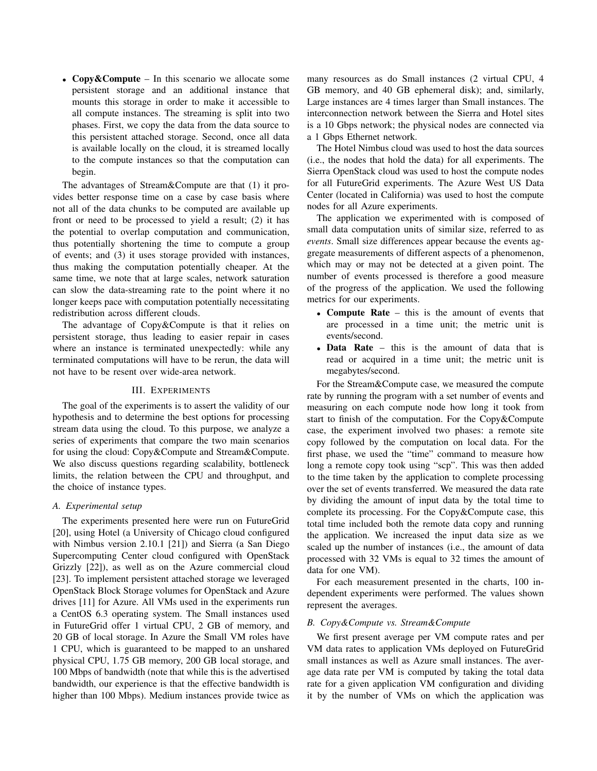- **Copy&Compute** – In this scenario we allocate some persistent storage and an additional instance that mounts this storage in order to make it accessible to all compute instances. The streaming is split into two phases. First, we copy the data from the data source to this persistent attached storage. Second, once all data is available locally on the cloud, it is streamed locally to the compute instances so that the computation can begin.

The advantages of Stream&Compute are that (1) it provides better response time on a case by case basis where not all of the data chunks to be computed are available up front or need to be processed to yield a result; (2) it has the potential to overlap computation and communication, thus potentially shortening the time to compute a group of events; and (3) it uses storage provided with instances, thus making the computation potentially cheaper. At the same time, we note that at large scales, network saturation can slow the data-streaming rate to the point where it no longer keeps pace with computation potentially necessitating redistribution across different clouds.

The advantage of Copy&Compute is that it relies on persistent storage, thus leading to easier repair in cases where an instance is terminated unexpectedly: while any terminated computations will have to be rerun, the data will not have to be resent over wide-area network.

## III. Experiments

The goal of the experiments is to assert the validity of our hypothesis and to determine the best options for processing stream data using the cloud. To this purpose, we analyze a series of experiments that compare the two main scenarios for using the cloud: Copy&Compute and Stream&Compute. We also discuss questions regarding scalability, bottleneck limits, the relation between the CPU and throughput, and the choice of instance types.

### A. Experimental setup

The experiments presented here were run on FutureGrid [20], using Hotel (a University of Chicago cloud configured with Nimbus version 2.10.1 [21]) and Sierra (a San Diego Supercomputing Center cloud configured with OpenStack Grizzly [22]), as well as on the Azure commercial cloud [23]. To implement persistent attached storage we leveraged OpenStack Block Storage volumes for OpenStack and Azure drives [11] for Azure. All VMs used in the experiments run a CentOS 6.3 operating system. The Small instances used in FutureGrid offer 1 virtual CPU, 2 GB of memory, and 20 GB of local storage. In Azure the Small VM roles have 1 CPU, which is guaranteed to be mapped to an unshared physical CPU, 1.75 GB memory, 200 GB local storage, and 100 Mbps of bandwidth (note that while this is the advertised bandwidth, our experience is that the effective bandwidth is higher than 100 Mbps). Medium instances provide twice as many resources as do Small instances (2 virtual CPU, 4 GB memory, and 40 GB ephemeral disk); and, similarly, Large instances are 4 times larger than Small instances. The interconnection network between the Sierra and Hotel sites is a 10 Gbps network; the physical nodes are connected via a 1 Gbps Ethernet network.

The Hotel Nimbus cloud was used to host the data sources (i.e., the nodes that hold the data) for all experiments. The Sierra OpenStack cloud was used to host the compute nodes for all FutureGrid experiments. The Azure West US Data Center (located in California) was used to host the compute nodes for all Azure experiments.

The application we experimented with is composed of small data computation units of similar size, referred to as *events*. Small size differences appear because the events aggregate measurements of different aspects of a phenomenon, which may or may not be detected at a given point. The number of events processed is therefore a good measure of the progress of the application. We used the following metrics for our experiments.

- **Compute Rate** – this is the amount of events that are processed in a time unit; the metric unit is events/second.
- **Data Rate** – this is the amount of data that is read or acquired in a time unit; the metric unit is megabytes/second.

For the Stream&Compute case, we measured the compute rate by running the program with a set number of events and measuring on each compute node how long it took from start to finish of the computation. For the Copy&Compute case, the experiment involved two phases: a remote site copy followed by the computation on local data. For the first phase, we used the "time" command to measure how long a remote copy took using "scp". This was then added to the time taken by the application to complete processing over the set of events transferred. We measured the data rate by dividing the amount of input data by the total time to complete its processing. For the Copy&Compute case, this total time included both the remote data copy and running the application. We increased the input data size as we scaled up the number of instances (i.e., the amount of data processed with 32 VMs is equal to 32 times the amount of data for one VM).

For each measurement presented in the charts, 100 independent experiments were performed. The values shown represent the averages.

### B. Copy&Compute vs. Stream&Compute

We first present average per VM compute rates and per VM data rates to application VMs deployed on FutureGrid small instances as well as Azure small instances. The average data rate per VM is computed by taking the total data rate for a given application VM configuration and dividing it by the number of VMs on which the application was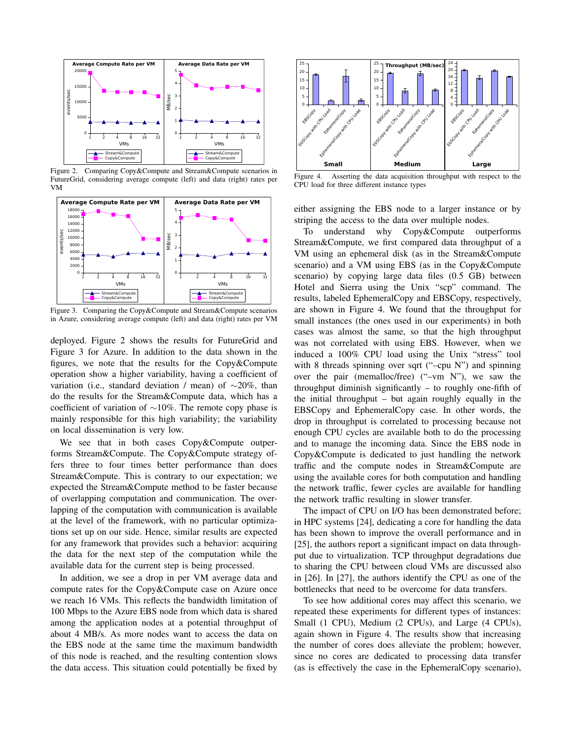Figure 2. Comparing Copy&Compute and Stream&Compute scenarios in FutureGrid, considering average compute (left) and data (right) rates per VM

Figure 3. Comparing the Copy&Compute and Stream&Compute scenarios in Azure, considering average compute (left) and data (right) rates per VM

deployed. Figure 2 shows the results for FutureGrid and Figure 3 for Azure. In addition to the data shown in the figures, we note that the results for the Copy&Compute operation show a higher variability, having a coefficient of variation (i.e., standard deviation / mean) of ∼20%, than do the results for the Stream&Compute data, which has a coefficient of variation of ∼10%. The remote copy phase is mainly responsible for this high variability; the variability on local dissemination is very low.

We see that in both cases Copy&Compute outperforms Stream&Compute. The Copy&Compute strategy offers three to four times better performance than does Stream&Compute. This is contrary to our expectation; we expected the Stream&Compute method to be faster because of overlapping computation and communication. The overlapping of the computation with communication is available at the level of the framework, with no particular optimizations set up on our side. Hence, similar results are expected for any framework that provides such a behavior: acquiring the data for the next step of the computation while the available data for the current step is being processed.

In addition, we see a drop in per VM average data and compute rates for the Copy&Compute case on Azure once we reach 16 VMs. This reflects the bandwidth limitation of 100 Mbps to the Azure EBS node from which data is shared among the application nodes at a potential throughput of about 4 MB/s. As more nodes want to access the data on the EBS node at the same time the maximum bandwidth of this node is reached, and the resulting contention slows the data access. This situation could potentially be fixed by either assigning the EBS node to a larger instance or by striping the access to the data over multiple nodes.

Figure 4. Asserting the data acquisition throughput with respect to the CPU load for three different instance types

To understand why Copy&Compute outperforms Stream&Compute, we first compared data throughput of a VM using an ephemeral disk (as in the Stream&Compute scenario) and a VM using EBS (as in the Copy&Compute scenario) by copying large data files (0.5 GB) between Hotel and Sierra using the Unix "scp" command. The results, labeled EphemeralCopy and EBSCopy, respectively, are shown in Figure 4. We found that the throughput for small instances (the ones used in our experiments) in both cases was almost the same, so that the high throughput was not correlated with using EBS. However, when we induced a 100% CPU load using the Unix "stress" tool with 8 threads spinning over sqrt ("–cpu N") and spinning over the pair (memalloc/free) ("–vm N"), we saw the throughput diminish significantly – to roughly one-fifth of the initial throughput – but again roughly equally in the EBSCopy and EphemeralCopy case. In other words, the drop in throughput is correlated to processing because not enough CPU cycles are available both to do the processing and to manage the incoming data. Since the EBS node in Copy&Compute is dedicated to just handling the network traffic and the compute nodes in Stream&Compute are using the available cores for both computation and handling the network traffic, fewer cycles are available for handling the network traffic resulting in slower transfer.

The impact of CPU on I/O has been demonstrated before; in HPC systems [24], dedicating a core for handling the data has been shown to improve the overall performance and in [25], the authors report a significant impact on data throughput due to virtualization. TCP throughput degradations due to sharing the CPU between cloud VMs are discussed also in [26]. In [27], the authors identify the CPU as one of the bottlenecks that need to be overcome for data transfers.

To see how additional cores may affect this scenario, we repeated these experiments for different types of instances: Small (1 CPU), Medium (2 CPUs), and Large (4 CPUs), again shown in Figure 4. The results show that increasing the number of cores does alleviate the problem; however, since no cores are dedicated to processing data transfer (as is effectively the case in the EphemeralCopy scenario),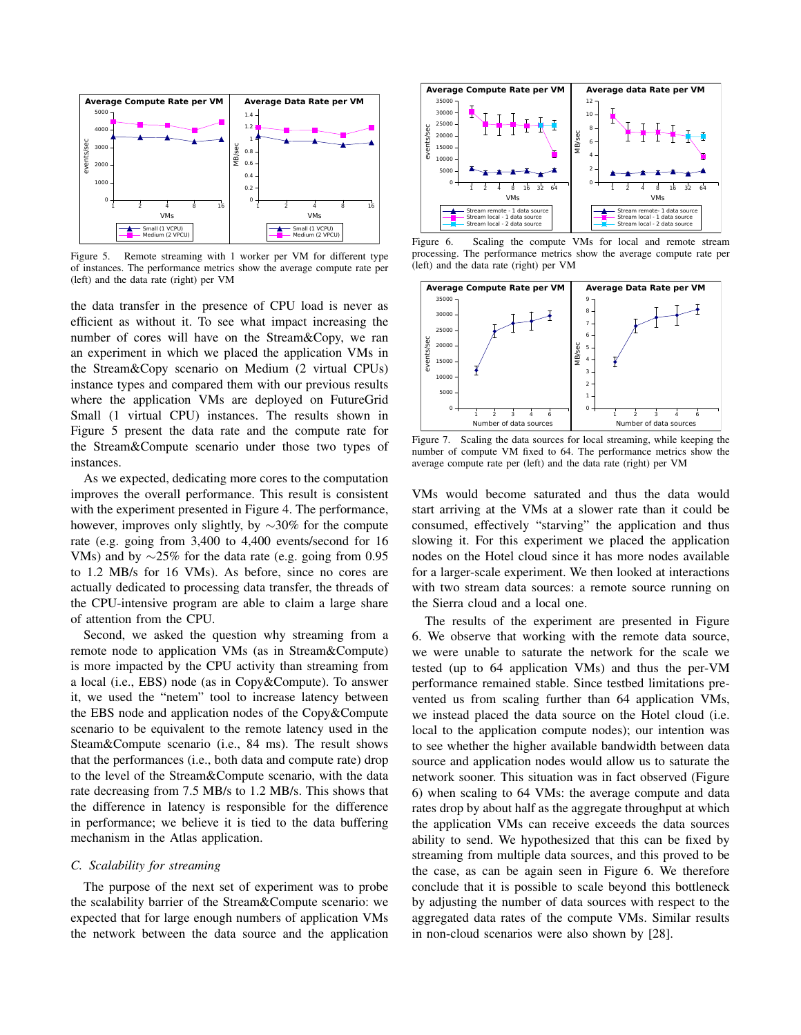Figure 5. Remote streaming with 1 worker per VM for different type of instances. The performance metrics show the average compute rate per (left) and the data rate (right) per VM

the data transfer in the presence of CPU load is never as efficient as without it. To see what impact increasing the number of cores will have on the Stream&Copy, we ran an experiment in which we placed the application VMs in the Stream&Copy scenario on Medium (2 virtual CPUs) instance types and compared them with our previous results where the application VMs are deployed on FutureGrid Small (1 virtual CPU) instances. The results shown in Figure 5 present the data rate and the compute rate for the Stream&Compute scenario under those two types of instances.

As we expected, dedicating more cores to the computation improves the overall performance. This result is consistent with the experiment presented in Figure 4. The performance, however, improves only slightly, by ∼30% for the compute rate (e.g. going from 3,400 to 4,400 events/second for 16 VMs) and by ∼25% for the data rate (e.g. going from 0.95 to 1.2 MB/s for 16 VMs). As before, since no cores are actually dedicated to processing data transfer, the threads of the CPU-intensive program are able to claim a large share of attention from the CPU.

Second, we asked the question why streaming from a remote node to application VMs (as in Stream&Compute) is more impacted by the CPU activity than streaming from a local (i.e., EBS) node (as in Copy&Compute). To answer it, we used the "netem" tool to increase latency between the EBS node and application nodes of the Copy&Compute scenario to be equivalent to the remote latency used in the Steam&Compute scenario (i.e., 84 ms). The result shows that the performances (i.e., both data and compute rate) drop to the level of the Stream&Compute scenario, with the data rate decreasing from 7.5 MB/s to 1.2 MB/s. This shows that the difference in latency is responsible for the difference in performance; we believe it is tied to the data buffering mechanism in the Atlas application.

### *C. Scalability for streaming*

The purpose of the next set of experiment was to probe the scalability barrier of the Stream&Compute scenario: we expected that for large enough numbers of application VMs the network between the data source and the application VMs would become saturated and thus the data would start arriving at the VMs at a slower rate than it could be consumed, effectively "starving" the application and thus slowing it. For this experiment we placed the application nodes on the Hotel cloud since it has more nodes available for a larger-scale experiment. We then looked at interactions with two stream data sources: a remote source running on the Sierra cloud and a local one.

Figure 6. Scaling the compute VMs for local and remote stream processing. The performance metrics show the average compute rate per (left) and the data rate (right) per VM

Figure 7. Scaling the data sources for local streaming, while keeping the number of compute VM fixed to 64. The performance metrics show the average compute rate per (left) and the data rate (right) per VM

The results of the experiment are presented in Figure 6. We observe that working with the remote data source, we were unable to saturate the network for the scale we tested (up to 64 application VMs) and thus the per-VM performance remained stable. Since testbed limitations prevented us from scaling further than 64 application VMs, we instead placed the data source on the Hotel cloud (i.e. local to the application compute nodes); our intention was to see whether the higher available bandwidth between data source and application nodes would allow us to saturate the network sooner. This situation was in fact observed (Figure 6) when scaling to 64 VMs: the average compute and data rates drop by about half as the aggregate throughput at which the application VMs can receive exceeds the data sources ability to send. We hypothesized that this can be fixed by streaming from multiple data sources, and this proved to be the case, as can be again seen in Figure 6. We therefore conclude that it is possible to scale beyond this bottleneck by adjusting the number of data sources with respect to the aggregated data rates of the compute VMs. Similar results in non-cloud scenarios were also shown by [28].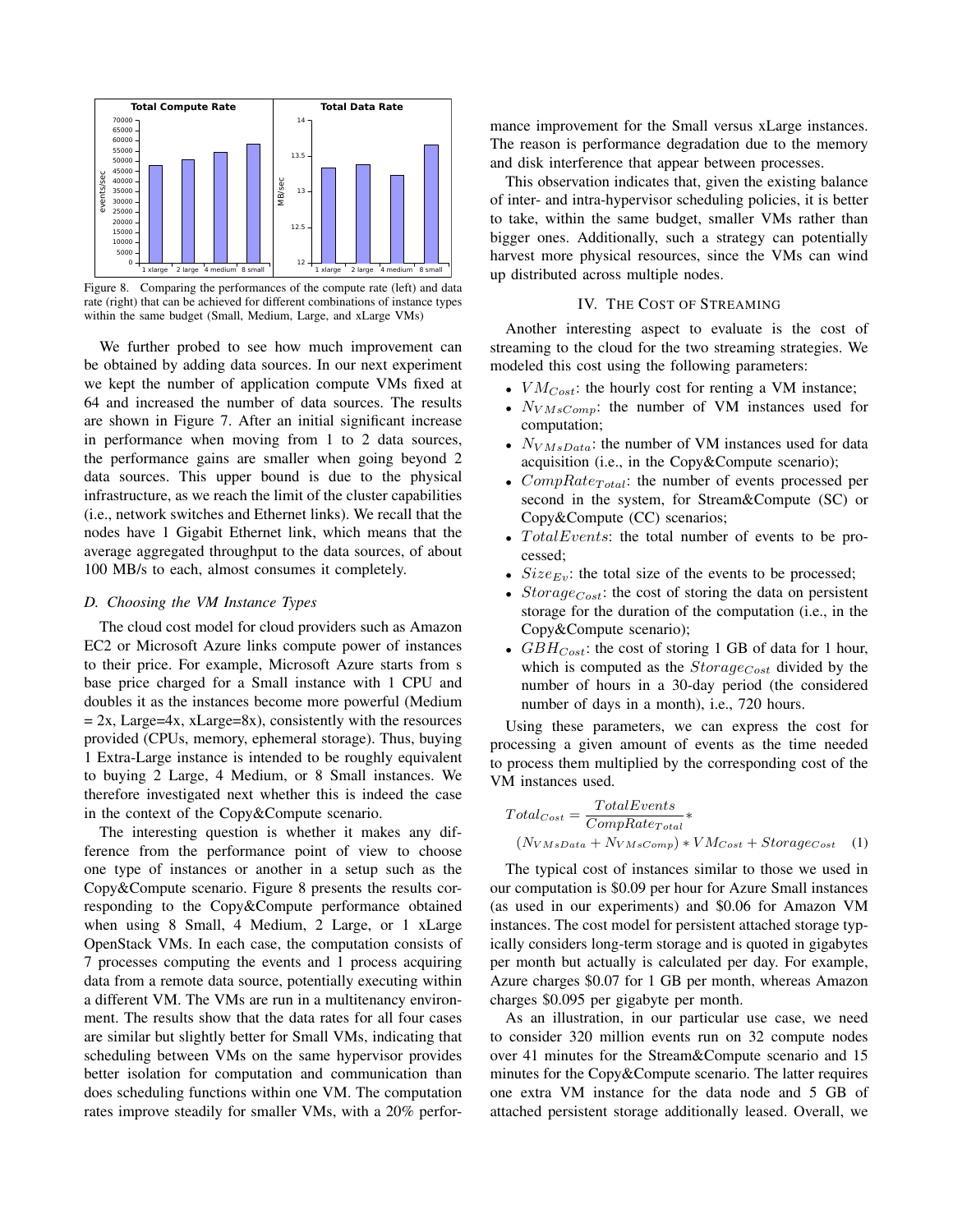Figure 8. Comparing the performances of the compute rate (left) and data rate (right) that can be achieved for different combinations of instance types within the same budget (Small, Medium, Large, and xLarge VMs)

We further probed to see how much improvement can be obtained by adding data sources. In our next experiment we kept the number of application compute VMs fixed at 64 and increased the number of data sources. The results are shown in Figure 7. After an initial significant increase in performance when moving from 1 to 2 data sources, the performance gains are smaller when going beyond 2 data sources. This upper bound is due to the physical infrastructure, as we reach the limit of the cluster capabilities (i.e., network switches and Ethernet links). We recall that the nodes have 1 Gigabit Ethernet link, which means that the average aggregated throughput to the data sources, of about 100 MB/s to each, almost consumes it completely.

### D. Choosing the VM Instance Types

The cloud cost model for cloud providers such as Amazon EC2 or Microsoft Azure links compute power of instances to their price. For example, Microsoft Azure starts from s base price charged for a Small instance with 1 CPU and doubles it as the instances become more powerful (Medium = 2x, Large=4x, xLarge=8x), consistently with the resources provided (CPUs, memory, ephemeral storage). Thus, buying 1 Extra-Large instance is intended to be roughly equivalent to buying 2 Large, 4 Medium, or 8 Small instances. We therefore investigated next whether this is indeed the case in the context of the Copy&Compute scenario.

The interesting question is whether it makes any difference from the performance point of view to choose one type of instances or another in a setup such as the Copy&Compute scenario. Figure 8 presents the results corresponding to the Copy&Compute performance obtained when using 8 Small, 4 Medium, 2 Large, or 1 xLarge OpenStack VMs. In each case, the computation consists of 7 processes computing the events and 1 process acquiring data from a remote data source, potentially executing within a different VM. The VMs are run in a multitenancy environment. The results show that the data rates for all four cases are similar but slightly better for Small VMs, indicating that scheduling between VMs on the same hypervisor provides better isolation for computation and communication than does scheduling functions within one VM. The computation rates improve steadily for smaller VMs, with a 20% performance improvement for the Small versus xLarge instances. The reason is performance degradation due to the memory and disk interference that appear between processes.

This observation indicates that, given the existing balance of inter- and intra-hypervisor scheduling policies, it is better to take, within the same budget, smaller VMs rather than bigger ones. Additionally, such a strategy can potentially harvest more physical resources, since the VMs can wind up distributed across multiple nodes.

## IV. The Cost of Streaming

Another interesting aspect to evaluate is the cost of streaming to the cloud for the two streaming strategies. We modeled this cost using the following parameters:

- $VM_{Cost}$: the hourly cost for renting a VM instance;
- $N_{VMsComp}$: the number of VM instances used for computation;
- $N_{VMsData}$: the number of VM instances used for data acquisition (i.e., in the Copy&Compute scenario);
- $CompRate_{Total}$: the number of events processed per second in the system, for Stream&Compute (SC) or Copy&Compute (CC) scenarios;
- $TotalEvents$: the total number of events to be processed;
- $Size_{Ev}$: the total size of the events to be processed;
- $Storage_{Cost}$: the cost of storing the data on persistent storage for the duration of the computation (i.e., in the Copy&Compute scenario);
- $GBH_{Cost}$: the cost of storing 1 GB of data for 1 hour, which is computed as the $Storage_{Cost}$ divided by the number of hours in a 30-day period (the considered number of days in a month), i.e., 720 hours.

Using these parameters, we can express the cost for processing a given amount of events as the time needed to process them multiplied by the corresponding cost of the VM instances used.

$$Total_{Cost} = \frac{TotalEvents}{CompRate_{Total}} * (N_{VMsData} + N_{VMsComp}) * VM_{Cost} + Storage_{Cost} \quad (1)$$

The typical cost of instances similar to those we used in our computation is \$0.09 per hour for Azure Small instances (as used in our experiments) and \$0.06 for Amazon VM instances. The cost model for persistent attached storage typically considers long-term storage and is quoted in gigabytes per month but actually is calculated per day. For example, Azure charges \$0.07 for 1 GB per month, whereas Amazon charges \$0.095 per gigabyte per month.

As an illustration, in our particular use case, we need to consider 320 million events run on 32 compute nodes over 41 minutes for the Stream&Compute scenario and 15 minutes for the Copy&Compute scenario. The latter requires one extra VM instance for the data node and 5 GB of attached persistent storage additionally leased. Overall, we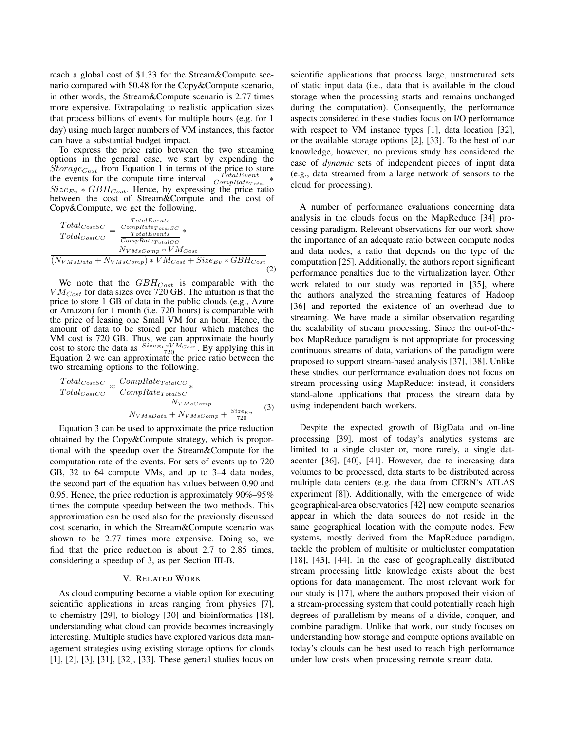reach a global cost of \$1.33 for the Stream&Compute scenario compared with \$0.48 for the Copy&Compute scenario, in other words, the Stream&Compute scenario is 2.77 times more expensive. Extrapolating to realistic application sizes that process billions of events for multiple hours (e.g. for 1 day) using much larger numbers of VM instances, this factor can have a substantial budget impact.

To express the price ratio between the two streaming options in the general case, we start by expending the $Storage_{Cost}$ from Equation 1 in terms of the price to store the events for the compute time interval: $\frac{TotalEvent}{CompRate_{Total}} * Size_{Ev} * GBH_{Cost}$. Hence, by expressing the price ratio between the cost of Stream&Compute and the cost of Copy&Compute, we get the following.

$$\frac{Total_{CostSC}}{Total_{CostCC}} = \frac{\frac{TotalEvents}{CompRate_{TotalSC}}}{\frac{TotalEvents}{CompRate_{TotalCC}}} * \frac{N_{VMsComp} * VM_{Cost}}{(N_{VMsData} + N_{VMsComp}) * VM_{Cost} + Size_{Ev} * GBH_{Cost}} \quad (2)$$

We note that the $GBH_{Cost}$ is comparable with the $VM_{Cost}$ for data sizes over 720 GB. The intuition is that the price to store 1 GB of data in the public clouds (e.g., Azure or Amazon) for 1 month (i.e. 720 hours) is comparable with the price of leasing one Small VM for an hour. Hence, the amount of data to be stored per hour which matches the VM cost is 720 GB. Thus, we can approximate the hourly cost to store the data as $\frac{Size_{Ev} * VM_{Cost}}{720}$. By applying this in Equation 2 we can approximate the price ratio between the two streaming options to the following.

$$\frac{Total_{CostSC}}{Total_{CostCC}} \approx \frac{CompRate_{TotalCC}}{CompRate_{TotalSC}} * \frac{N_{VMsComp}}{N_{VMsData} + N_{VMsComp} + \frac{Size_{Ev}}{720}} \quad (3)$$

Equation 3 can be used to approximate the price reduction obtained by the Copy&Compute strategy, which is proportional with the speedup over the Stream&Compute for the computation rate of the events. For sets of events up to 720 GB, 32 to 64 compute VMs, and up to 3–4 data nodes, the second part of the equation has values between 0.90 and 0.95. Hence, the price reduction is approximately 90%–95% times the compute speedup between the two methods. This approximation can be used also for the previously discussed cost scenario, in which the Stream&Compute scenario was shown to be 2.77 times more expensive. Doing so, we find that the price reduction is about 2.7 to 2.85 times, considering a speedup of 3, as per Section III-B.

## V. Related Work

As cloud computing become a viable option for executing scientific applications in areas ranging from physics [7], to chemistry [29], to biology [30] and bioinformatics [18], understanding what cloud can provide becomes increasingly interesting. Multiple studies have explored various data management strategies using existing storage options for clouds [1], [2], [3], [31], [32], [33]. These general studies focus on scientific applications that process large, unstructured sets of static input data (i.e., data that is available in the cloud storage when the processing starts and remains unchanged during the computation). Consequently, the performance aspects considered in these studies focus on I/O performance with respect to VM instance types [1], data location [32], or the available storage options [2], [33]. To the best of our knowledge, however, no previous study has considered the case of *dynamic* sets of independent pieces of input data (e.g., data streamed from a large network of sensors to the cloud for processing).

A number of performance evaluations concerning data analysis in the clouds focus on the MapReduce [34] processing paradigm. Relevant observations for our work show the importance of an adequate ratio between compute nodes and data nodes, a ratio that depends on the type of the computation [25]. Additionally, the authors report significant performance penalties due to the virtualization layer. Other work related to our study was reported in [35], where the authors analyzed the streaming features of Hadoop [36] and reported the existence of an overhead due to streaming. We have made a similar observation regarding the scalability of stream processing. Since the out-of-the-box MapReduce paradigm is not appropriate for processing continuous streams of data, variations of the paradigm were proposed to support stream-based analysis [37], [38]. Unlike these studies, our performance evaluation does not focus on stream processing using MapReduce: instead, it considers stand-alone applications that process the stream data by using independent batch workers.

Despite the expected growth of BigData and on-line processing [39], most of today's analytics systems are limited to a single cluster or, more rarely, a single datacenter [36], [40], [41]. However, due to increasing data volumes to be processed, data starts to be distributed across multiple data centers (e.g. the data from CERN's ATLAS experiment [8]). Additionally, with the emergence of wide geographical-area observatories [42] new compute scenarios appear in which the data sources do not reside in the same geographical location with the compute nodes. Few systems, mostly derived from the MapReduce paradigm, tackle the problem of multisite or multicluster computation [18], [43], [44]. In the case of geographically distributed stream processing little knowledge exists about the best options for data management. The most relevant work for our study is [17], where the authors proposed their vision of a stream-processing system that could potentially reach high degrees of parallelism by means of a divide, conquer, and combine paradigm. Unlike that work, our study focuses on understanding how storage and compute options available on today's clouds can be best used to reach high performance under low costs when processing remote stream data.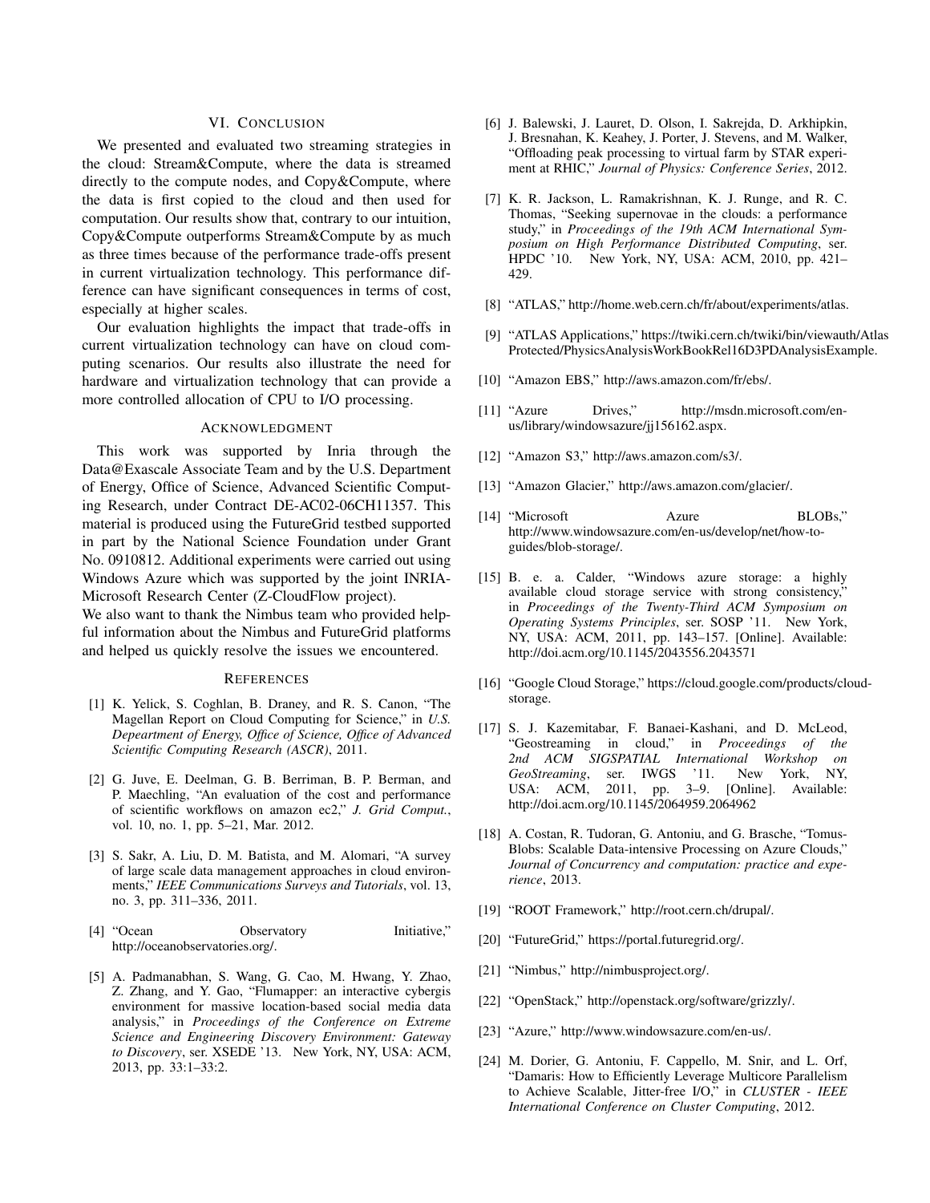## VI. Conclusion

We presented and evaluated two streaming strategies in the cloud: Stream&Compute, where the data is streamed directly to the compute nodes, and Copy&Compute, where the data is first copied to the cloud and then used for computation. Our results show that, contrary to our intuition, Copy&Compute outperforms Stream&Compute by as much as three times because of the performance trade-offs present in current virtualization technology. This performance difference can have significant consequences in terms of cost, especially at higher scales.

Our evaluation highlights the impact that trade-offs in current virtualization technology can have on cloud computing scenarios. Our results also illustrate the need for hardware and virtualization technology that can provide a more controlled allocation of CPU to I/O processing.

## Acknowledgment

This work was supported by Inria through the Data@Exascale Associate Team and by the U.S. Department of Energy, Office of Science, Advanced Scientific Computing Research, under Contract DE-AC02-06CH11357. This material is produced using the FutureGrid testbed supported in part by the National Science Foundation under Grant No. 0910812. Additional experiments were carried out using Windows Azure which was supported by the joint INRIA-Microsoft Research Center (Z-CloudFlow project).
We also want to thank the Nimbus team who provided helpful information about the Nimbus and FutureGrid platforms and helped us quickly resolve the issues we encountered.

## References

[1] K. Yelick, S. Coghlan, B. Draney, and R. S. Canon, "The Magellan Report on Cloud Computing for Science," in *U.S. Depeartment of Energy, Office of Science, Office of Advanced Scientific Computing Research (ASCR)*, 2011.

[2] G. Juve, E. Deelman, G. B. Berriman, B. P. Berman, and P. Maechling, "An evaluation of the cost and performance of scientific workflows on amazon ec2," *J. Grid Comput.*, vol. 10, no. 1, pp. 5–21, Mar. 2012.

[3] S. Sakr, A. Liu, D. M. Batista, and M. Alomari, "A survey of large scale data management approaches in cloud environments," *IEEE Communications Surveys and Tutorials*, vol. 13, no. 3, pp. 311–336, 2011.

[4] "Ocean Observatory Initiative," http://oceanobservatories.org/.

[5] A. Padmanabhan, S. Wang, G. Cao, M. Hwang, Y. Zhao, Z. Zhang, and Y. Gao, "Flumapper: an interactive cybergis environment for massive location-based social media data analysis," in *Proceedings of the Conference on Extreme Science and Engineering Discovery Environment: Gateway to Discovery*, ser. XSEDE '13. New York, NY, USA: ACM, 2013, pp. 33:1–33:2.

[6] J. Balewski, J. Lauret, D. Olson, I. Sakrejda, D. Arkhipkin, J. Bresnahan, K. Keahey, J. Porter, J. Stevens, and M. Walker, "Offloading peak processing to virtual farm by STAR experiment at RHIC," *Journal of Physics: Conference Series*, 2012.

[7] K. R. Jackson, L. Ramakrishnan, K. J. Runge, and R. C. Thomas, "Seeking supernovae in the clouds: a performance study," in *Proceedings of the 19th ACM International Symposium on High Performance Distributed Computing*, ser. HPDC '10. New York, NY, USA: ACM, 2010, pp. 421–429.

[8] "ATLAS," http://home.web.cern.ch/fr/about/experiments/atlas.

[9] "ATLAS Applications," https://twiki.cern.ch/twiki/bin/viewauth/AtlasProtected/PhysicsAnalysisWorkBookRel16D3PDAnalysisExample.

[10] "Amazon EBS," http://aws.amazon.com/fr/ebs/.

[11] "Azure Drives," http://msdn.microsoft.com/en-us/library/windowsazure/jj156162.aspx.

[12] "Amazon S3," http://aws.amazon.com/s3/.

[13] "Amazon Glacier," http://aws.amazon.com/glacier/.

[14] "Microsoft Azure BLOBs," http://www.windowsazure.com/en-us/develop/net/how-to-guides/blob-storage/.

[15] B. e. a. Calder, "Windows azure storage: a highly available cloud storage service with strong consistency," in *Proceedings of the Twenty-Third ACM Symposium on Operating Systems Principles*, ser. SOSP '11. New York, NY, USA: ACM, 2011, pp. 143–157. [Online]. Available: http://doi.acm.org/10.1145/2043556.2043571

[16] "Google Cloud Storage," https://cloud.google.com/products/cloud-storage.

[17] S. J. Kazemitabar, F. Banaei-Kashani, and D. McLeod, "Geostreaming in cloud," in *Proceedings of the 2nd ACM SIGSPATIAL International Workshop on GeoStreaming*, ser. IWGS '11. New York, NY, USA: ACM, 2011, pp. 3–9. [Online]. Available: http://doi.acm.org/10.1145/2064959.2064962

[18] A. Costan, R. Tudoran, G. Antoniu, and G. Brasche, "TomusBlobs: Scalable Data-intensive Processing on Azure Clouds," *Journal of Concurrency and computation: practice and experience*, 2013.

[19] "ROOT Framework," http://root.cern.ch/drupal/.

[20] "FutureGrid," https://portal.futuregrid.org/.

[21] "Nimbus," http://nimbusproject.org/.

[22] "OpenStack," http://openstack.org/software/grizzly/.

[23] "Azure," http://www.windowsazure.com/en-us/.

[24] M. Dorier, G. Antoniu, F. Cappello, M. Snir, and L. Orf, "Damaris: How to Efficiently Leverage Multicore Parallelism to Achieve Scalable, Jitter-free I/O," in *CLUSTER - IEEE International Conference on Cluster Computing*, 2012.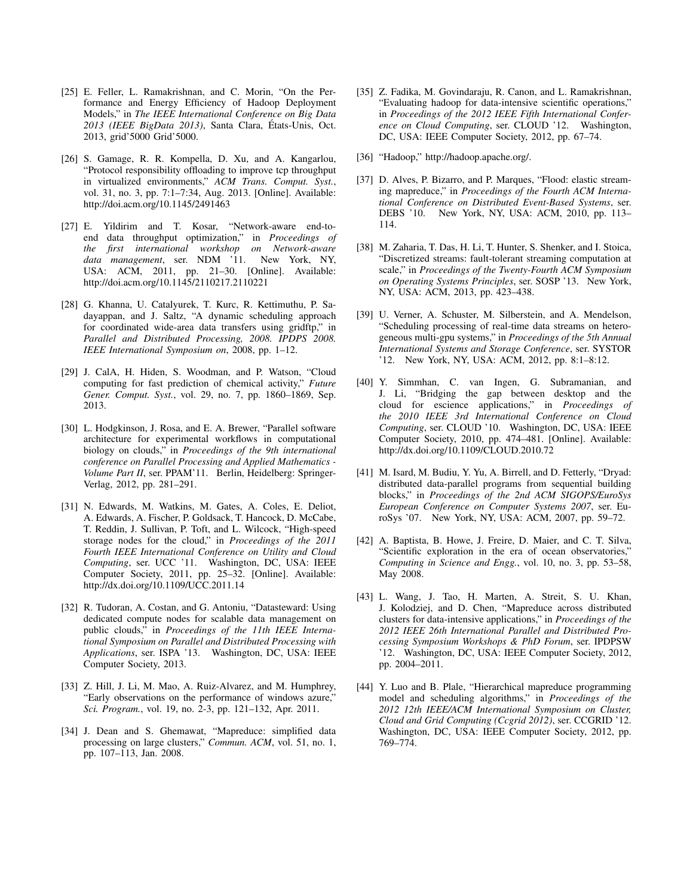[25] E. Feller, L. Ramakrishnan, and C. Morin, "On the Performance and Energy Efficiency of Hadoop Deployment Models," in *The IEEE International Conference on Big Data 2013 (IEEE BigData 2013)*, Santa Clara, États-Unis, Oct. 2013, grid'5000 Grid'5000.

[26] S. Gamage, R. R. Kompella, D. Xu, and A. Kangarlou, "Protocol responsibility offloading to improve tcp throughput in virtualized environments," *ACM Trans. Comput. Syst.*, vol. 31, no. 3, pp. 7:1–7:34, Aug. 2013. [Online]. Available: http://doi.acm.org/10.1145/2491463

[27] E. Yildirim and T. Kosar, "Network-aware end-to-end data throughput optimization," in *Proceedings of the first international workshop on Network-aware data management*, ser. NDM '11. New York, NY, USA: ACM, 2011, pp. 21–30. [Online]. Available: http://doi.acm.org/10.1145/2110217.2110221

[28] G. Khanna, U. Catalyurek, T. Kurc, R. Kettimuthu, P. Sadayappan, and J. Saltz, "A dynamic scheduling approach for coordinated wide-area data transfers using gridftp," in *Parallel and Distributed Processing, 2008. IPDPS 2008. IEEE International Symposium on*, 2008, pp. 1–12.

[29] J. CalA, H. Hiden, S. Woodman, and P. Watson, "Cloud computing for fast prediction of chemical activity," *Future Gener. Comput. Syst.*, vol. 29, no. 7, pp. 1860–1869, Sep. 2013.

[30] L. Hodgkinson, J. Rosa, and E. A. Brewer, "Parallel software architecture for experimental workflows in computational biology on clouds," in *Proceedings of the 9th international conference on Parallel Processing and Applied Mathematics - Volume Part II*, ser. PPAM'11. Berlin, Heidelberg: Springer-Verlag, 2012, pp. 281–291.

[31] N. Edwards, M. Watkins, M. Gates, A. Coles, E. Deliot, A. Edwards, A. Fischer, P. Goldsack, T. Hancock, D. McCabe, T. Reddin, J. Sullivan, P. Toft, and L. Wilcock, "High-speed storage nodes for the cloud," in *Proceedings of the 2011 Fourth IEEE International Conference on Utility and Cloud Computing*, ser. UCC '11. Washington, DC, USA: IEEE Computer Society, 2011, pp. 25–32. [Online]. Available: http://dx.doi.org/10.1109/UCC.2011.14

[32] R. Tudoran, A. Costan, and G. Antoniu, "Datasteward: Using dedicated compute nodes for scalable data management on public clouds," in *Proceedings of the 11th IEEE International Symposium on Parallel and Distributed Processing with Applications*, ser. ISPA '13. Washington, DC, USA: IEEE Computer Society, 2013.

[33] Z. Hill, J. Li, M. Mao, A. Ruiz-Alvarez, and M. Humphrey, "Early observations on the performance of windows azure," *Sci. Program.*, vol. 19, no. 2-3, pp. 121–132, Apr. 2011.

[34] J. Dean and S. Ghemawat, "Mapreduce: simplified data processing on large clusters," *Commun. ACM*, vol. 51, no. 1, pp. 107–113, Jan. 2008.

[35] Z. Fadika, M. Govindaraju, R. Canon, and L. Ramakrishnan, "Evaluating hadoop for data-intensive scientific operations," in *Proceedings of the 2012 IEEE Fifth International Conference on Cloud Computing*, ser. CLOUD '12. Washington, DC, USA: IEEE Computer Society, 2012, pp. 67–74.

[36] "Hadoop," http://hadoop.apache.org/.

[37] D. Alves, P. Bizarro, and P. Marques, "Flood: elastic streaming mapreduce," in *Proceedings of the Fourth ACM International Conference on Distributed Event-Based Systems*, ser. DEBS '10. New York, NY, USA: ACM, 2010, pp. 113–114.

[38] M. Zaharia, T. Das, H. Li, T. Hunter, S. Shenker, and I. Stoica, "Discretized streams: fault-tolerant streaming computation at scale," in *Proceedings of the Twenty-Fourth ACM Symposium on Operating Systems Principles*, ser. SOSP '13. New York, NY, USA: ACM, 2013, pp. 423–438.

[39] U. Verner, A. Schuster, M. Silberstein, and A. Mendelson, "Scheduling processing of real-time data streams on heterogeneous multi-gpu systems," in *Proceedings of the 5th Annual International Systems and Storage Conference*, ser. SYSTOR '12. New York, NY, USA: ACM, 2012, pp. 8:1–8:12.

[40] Y. Simmhan, C. van Ingen, G. Subramanian, and J. Li, "Bridging the gap between desktop and the cloud for escience applications," in *Proceedings of the 2010 IEEE 3rd International Conference on Cloud Computing*, ser. CLOUD '10. Washington, DC, USA: IEEE Computer Society, 2010, pp. 474–481. [Online]. Available: http://dx.doi.org/10.1109/CLOUD.2010.72

[41] M. Isard, M. Budiu, Y. Yu, A. Birrell, and D. Fetterly, "Dryad: distributed data-parallel programs from sequential building blocks," in *Proceedings of the 2nd ACM SIGOPS/EuroSys European Conference on Computer Systems 2007*, ser. EuroSys '07. New York, NY, USA: ACM, 2007, pp. 59–72.

[42] A. Baptista, B. Howe, J. Freire, D. Maier, and C. T. Silva, "Scientific exploration in the era of ocean observatories," *Computing in Science and Engg.*, vol. 10, no. 3, pp. 53–58, May 2008.

[43] L. Wang, J. Tao, H. Marten, A. Streit, S. U. Khan, J. Kolodziej, and D. Chen, "Mapreduce across distributed clusters for data-intensive applications," in *Proceedings of the 2012 IEEE 26th International Parallel and Distributed Processing Symposium Workshops & PhD Forum*, ser. IPDPSW '12. Washington, DC, USA: IEEE Computer Society, 2012, pp. 2004–2011.

[44] Y. Luo and B. Plale, "Hierarchical mapreduce programming model and scheduling algorithms," in *Proceedings of the 2012 12th IEEE/ACM International Symposium on Cluster, Cloud and Grid Computing (Ccgrid 2012)*, ser. CCGRID '12. Washington, DC, USA: IEEE Computer Society, 2012, pp. 769–774.